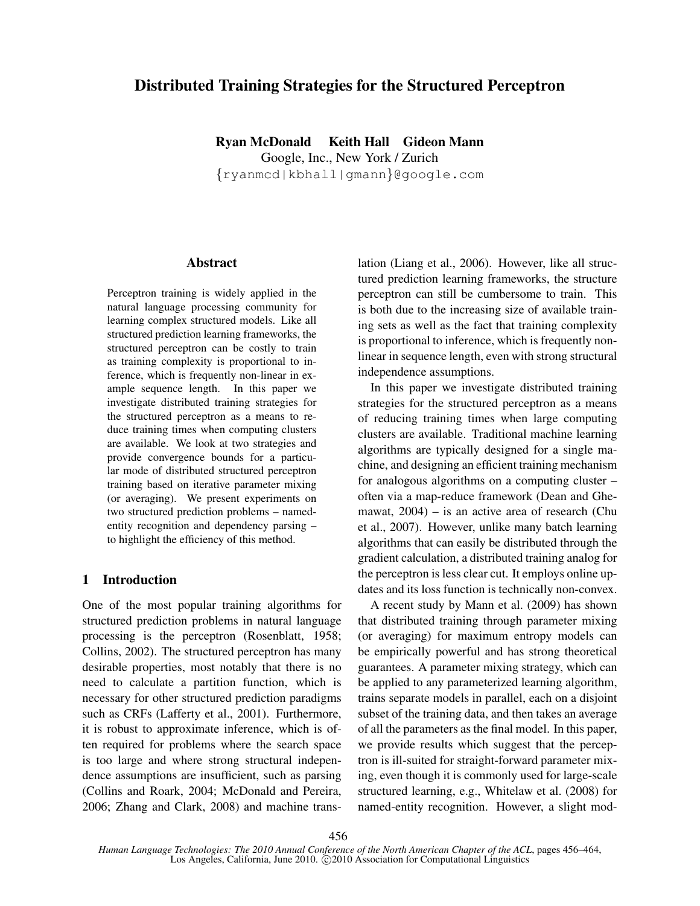# Distributed Training Strategies for the Structured Perceptron

**Ryan McDonald    Keith Hall    Gideon Mann**
Google, Inc., New York / Zurich
{ryanmcd|kbhall|gmann}@google.com

## Abstract

Perceptron training is widely applied in the natural language processing community for learning complex structured models. Like all structured prediction learning frameworks, the structured perceptron can be costly to train as training complexity is proportional to inference, which is frequently non-linear in example sequence length. In this paper we investigate distributed training strategies for the structured perceptron as a means to reduce training times when computing clusters are available. We look at two strategies and provide convergence bounds for a particular mode of distributed structured perceptron training based on iterative parameter mixing (or averaging). We present experiments on two structured prediction problems – named-entity recognition and dependency parsing – to highlight the efficiency of this method.

## 1 Introduction

One of the most popular training algorithms for structured prediction problems in natural language processing is the perceptron (Rosenblatt, 1958; Collins, 2002). The structured perceptron has many desirable properties, most notably that there is no need to calculate a partition function, which is necessary for other structured prediction paradigms such as CRFs (Lafferty et al., 2001). Furthermore, it is robust to approximate inference, which is often required for problems where the search space is too large and where strong structural independence assumptions are insufficient, such as parsing (Collins and Roark, 2004; McDonald and Pereira, 2006; Zhang and Clark, 2008) and machine translation (Liang et al., 2006). However, like all structured prediction learning frameworks, the structure perceptron can still be cumbersome to train. This is both due to the increasing size of available training sets as well as the fact that training complexity is proportional to inference, which is frequently non-linear in sequence length, even with strong structural independence assumptions.

In this paper we investigate distributed training strategies for the structured perceptron as a means of reducing training times when large computing clusters are available. Traditional machine learning algorithms are typically designed for a single machine, and designing an efficient training mechanism for analogous algorithms on a computing cluster – often via a map-reduce framework (Dean and Ghemawat, 2004) – is an active area of research (Chu et al., 2007). However, unlike many batch learning algorithms that can easily be distributed through the gradient calculation, a distributed training analog for the perceptron is less clear cut. It employs online updates and its loss function is technically non-convex.

A recent study by Mann et al. (2009) has shown that distributed training through parameter mixing (or averaging) for maximum entropy models can be empirically powerful and has strong theoretical guarantees. A parameter mixing strategy, which can be applied to any parameterized learning algorithm, trains separate models in parallel, each on a disjoint subset of the training data, and then takes an average of all the parameters as the final model. In this paper, we provide results which suggest that the perceptron is ill-suited for straight-forward parameter mixing, even though it is commonly used for large-scale structured learning, e.g., Whitelaw et al. (2008) for named-entity recognition. However, a slight mod-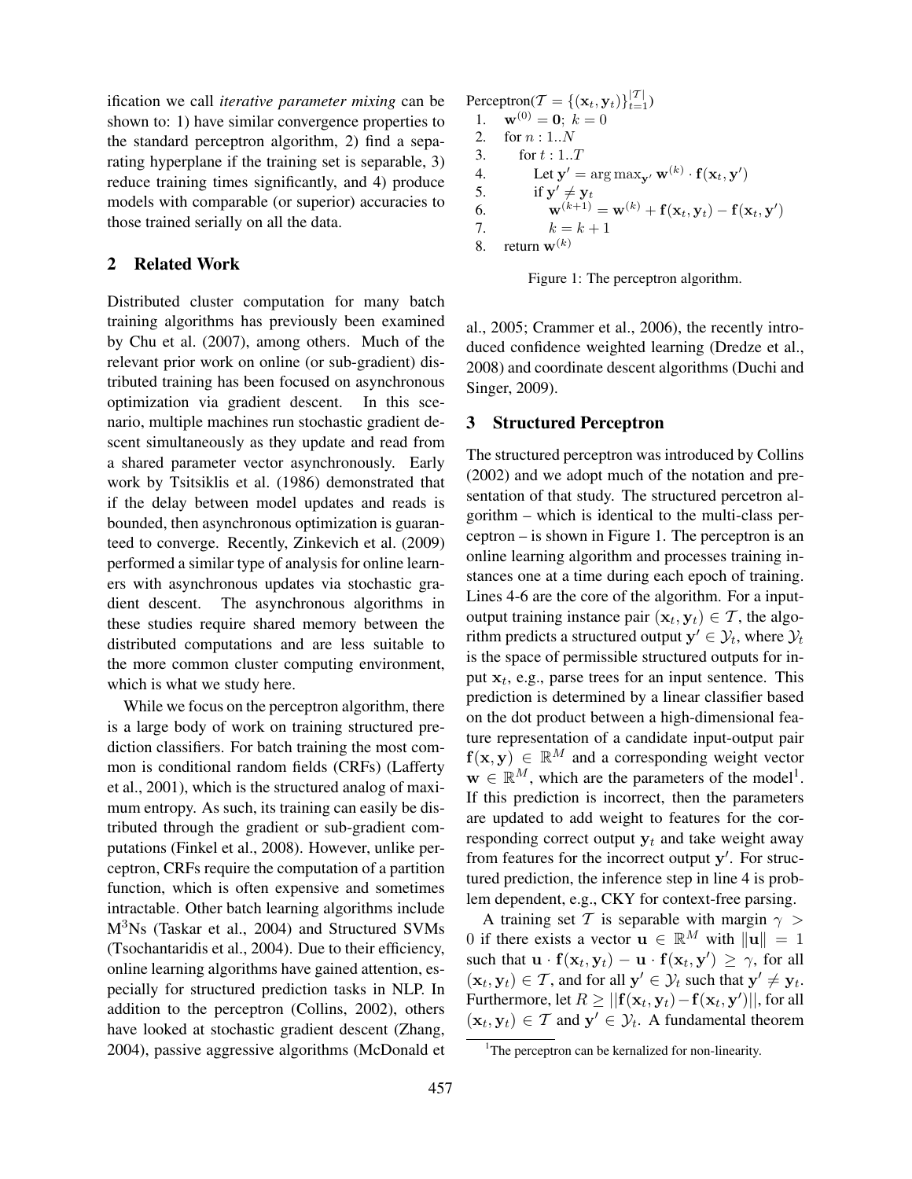ification we call *iterative parameter mixing* can be shown to: 1) have similar convergence properties to the standard perceptron algorithm, 2) find a separating hyperplane if the training set is separable, 3) reduce training times significantly, and 4) produce models with comparable (or superior) accuracies to those trained serially on all the data.

## 2 Related Work

Distributed cluster computation for many batch training algorithms has previously been examined by Chu et al. (2007), among others. Much of the relevant prior work on online (or sub-gradient) distributed training has been focused on asynchronous optimization via gradient descent. In this scenario, multiple machines run stochastic gradient descent simultaneously as they update and read from a shared parameter vector asynchronously. Early work by Tsitsiklis et al. (1986) demonstrated that if the delay between model updates and reads is bounded, then asynchronous optimization is guaranteed to converge. Recently, Zinkevich et al. (2009) performed a similar type of analysis for online learners with asynchronous updates via stochastic gradient descent. The asynchronous algorithms in these studies require shared memory between the distributed computations and are less suitable to the more common cluster computing environment, which is what we study here.

While we focus on the perceptron algorithm, there is a large body of work on training structured prediction classifiers. For batch training the most common is conditional random fields (CRFs) (Lafferty et al., 2001), which is the structured analog of maximum entropy. As such, its training can easily be distributed through the gradient or sub-gradient computations (Finkel et al., 2008). However, unlike perceptron, CRFs require the computation of a partition function, which is often expensive and sometimes intractable. Other batch learning algorithms include M[3]Ns (Taskar et al., 2004) and Structured SVMs (Tsochantaridis et al., 2004). Due to their efficiency, online learning algorithms have gained attention, especially for structured prediction tasks in NLP. In addition to the perceptron (Collins, 2002), others have looked at stochastic gradient descent (Zhang, 2004), passive aggressive algorithms (McDonald et al., 2005; Crammer et al., 2006), the recently introduced confidence weighted learning (Dredze et al., 2008) and coordinate descent algorithms (Duchi and Singer, 2009).

Perceptron($\mathcal{T} = \{(\mathbf{x}_t, \mathbf{y}_t)\}_{t=1}^{|\mathcal{T}|}$)
1. $\mathbf{w}^{(0)} = \mathbf{0}$; $k = 0$
2. for $n : 1..N$
3. for $t : 1..T$
4. Let $\mathbf{y}' = \arg\max_{\mathbf{y}'} \mathbf{w}^{(k)} \cdot \mathbf{f}(\mathbf{x}_t, \mathbf{y}')$
5. if $\mathbf{y}' \neq \mathbf{y}_t$
6. $\mathbf{w}^{(k+1)} = \mathbf{w}^{(k)} + \mathbf{f}(\mathbf{x}_t, \mathbf{y}_t) - \mathbf{f}(\mathbf{x}_t, \mathbf{y}')$
7. $k = k + 1$
8. return $\mathbf{w}^{(k)}$

Figure 1: The perceptron algorithm.

## 3 Structured Perceptron

The structured perceptron was introduced by Collins (2002) and we adopt much of the notation and presentation of that study. The structured percetron algorithm – which is identical to the multi-class perceptron – is shown in Figure 1. The perceptron is an online learning algorithm and processes training instances one at a time during each epoch of training. Lines 4-6 are the core of the algorithm. For a input-output training instance pair $(\mathbf{x}_t, \mathbf{y}_t) \in \mathcal{T}$, the algorithm predicts a structured output $\mathbf{y}' \in \mathcal{Y}_t$, where $\mathcal{Y}_t$ is the space of permissible structured outputs for input $\mathbf{x}_t$, e.g., parse trees for an input sentence. This prediction is determined by a linear classifier based on the dot product between a high-dimensional feature representation of a candidate input-output pair $\mathbf{f}(\mathbf{x}, \mathbf{y}) \in \mathbb{R}^M$ and a corresponding weight vector $\mathbf{w} \in \mathbb{R}^M$, which are the parameters of the model[1]. If this prediction is incorrect, then the parameters are updated to add weight to features for the corresponding correct output $\mathbf{y}_t$ and take weight away from features for the incorrect output $\mathbf{y}'$. For structured prediction, the inference step in line 4 is problem dependent, e.g., CKY for context-free parsing.

A training set $\mathcal{T}$ is separable with margin $\gamma > 0$ if there exists a vector $\mathbf{u} \in \mathbb{R}^M$ with $\|\mathbf{u}\| = 1$ such that $\mathbf{u} \cdot \mathbf{f}(\mathbf{x}_t, \mathbf{y}_t) - \mathbf{u} \cdot \mathbf{f}(\mathbf{x}_t, \mathbf{y}') \geq \gamma$, for all $(\mathbf{x}_t, \mathbf{y}_t) \in \mathcal{T}$, and for all $\mathbf{y}' \in \mathcal{Y}_t$ such that $\mathbf{y}' \neq \mathbf{y}_t$. Furthermore, let $R \geq ||\mathbf{f}(\mathbf{x}_t, \mathbf{y}_t) - \mathbf{f}(\mathbf{x}_t, \mathbf{y}')||$, for all $(\mathbf{x}_t, \mathbf{y}_t) \in \mathcal{T}$ and $\mathbf{y}' \in \mathcal{Y}_t$. A fundamental theorem

[1]The perceptron can be kernalized for non-linearity.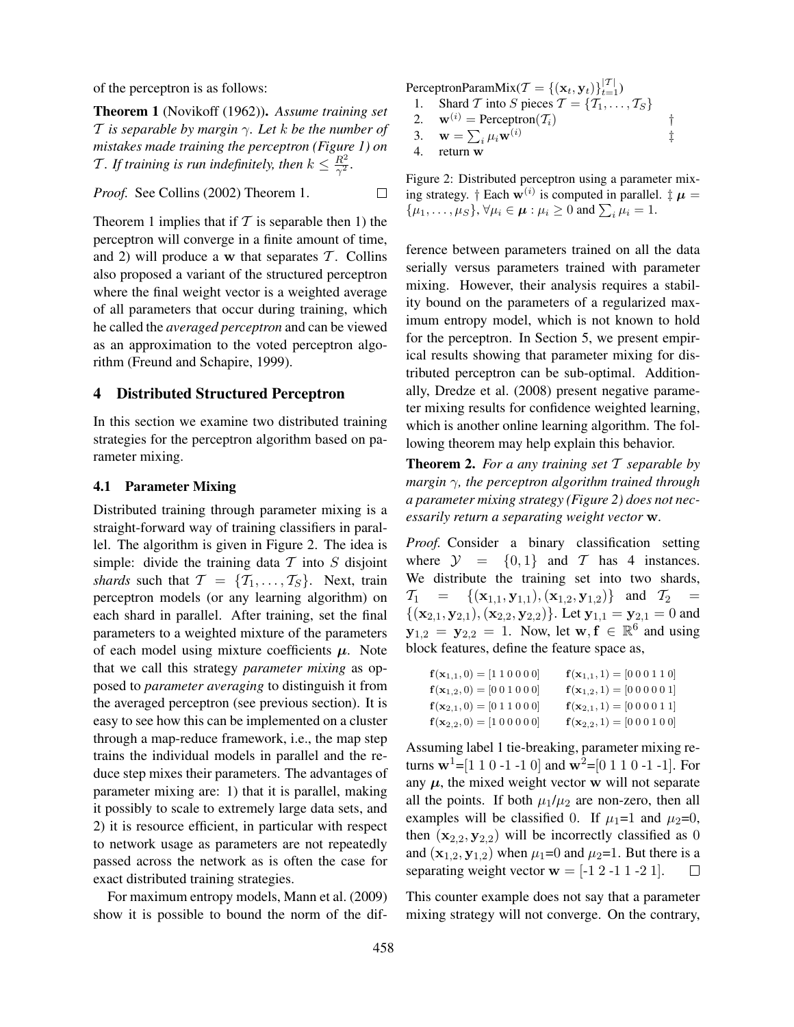of the perceptron is as follows:

**Theorem 1** (Novikoff (1962)). *Assume training set $\mathcal{T}$ is separable by margin $\gamma$. Let $k$ be the number of mistakes made training the perceptron (Figure 1) on $\mathcal{T}$. If training is run indefinitely, then $k \leq \frac{R^2}{\gamma^2}$.*

*Proof.* See Collins (2002) Theorem 1. □

Theorem 1 implies that if $\mathcal{T}$ is separable then 1) the perceptron will converge in a finite amount of time, and 2) will produce a $\mathbf{w}$ that separates $\mathcal{T}$. Collins also proposed a variant of the structured perceptron where the final weight vector is a weighted average of all parameters that occur during training, which he called the *averaged perceptron* and can be viewed as an approximation to the voted perceptron algorithm (Freund and Schapire, 1999).

## 4 Distributed Structured Perceptron

In this section we examine two distributed training strategies for the perceptron algorithm based on parameter mixing.

### 4.1 Parameter Mixing

Distributed training through parameter mixing is a straight-forward way of training classifiers in parallel. The algorithm is given in Figure 2. The idea is simple: divide the training data $\mathcal{T}$ into $S$ disjoint *shards* such that $\mathcal{T} = \{\mathcal{T}_1, \ldots, \mathcal{T}_S\}$. Next, train perceptron models (or any learning algorithm) on each shard in parallel. After training, set the final parameters to a weighted mixture of the parameters of each model using mixture coefficients $\boldsymbol{\mu}$. Note that we call this strategy *parameter mixing* as opposed to *parameter averaging* to distinguish it from the averaged perceptron (see previous section). It is easy to see how this can be implemented on a cluster through a map-reduce framework, i.e., the map step trains the individual models in parallel and the reduce step mixes their parameters. The advantages of parameter mixing are: 1) that it is parallel, making it possibly to scale to extremely large data sets, and 2) it is resource efficient, in particular with respect to network usage as parameters are not repeatedly passed across the network as is often the case for exact distributed training strategies.

For maximum entropy models, Mann et al. (2009) show it is possible to bound the norm of the difference between parameters trained on all the data serially versus parameters trained with parameter mixing. However, their analysis requires a stability bound on the parameters of a regularized maximum entropy model, which is not known to hold for the perceptron. In Section 5, we present empirical results showing that parameter mixing for distributed perceptron can be sub-optimal. Additionally, Dredze et al. (2008) present negative parameter mixing results for confidence weighted learning, which is another online learning algorithm. The following theorem may help explain this behavior.

```
PerceptronParamMix(T = {(x_t, y_t)}_{t=1}^{|T|})
  1.  Shard T into S pieces T = {T_1, ..., T_S}
  2.  w^(i) = Perceptron(T_i)                          †
  3.  w = Σ_i μ_i w^(i)                                ‡
  4.  return w
```

Figure 2: Distributed perceptron using a parameter mixing strategy. † Each $\mathbf{w}^{(i)}$ is computed in parallel. ‡ $\boldsymbol{\mu} = \{\mu_1, \ldots, \mu_S\}$, $\forall \mu_i \in \boldsymbol{\mu} : \mu_i \geq 0$ and $\sum_i \mu_i = 1$.

**Theorem 2.** *For a any training set $\mathcal{T}$ separable by margin $\gamma$, the perceptron algorithm trained through a parameter mixing strategy (Figure 2) does not necessarily return a separating weight vector $\mathbf{w}$.*

*Proof.* Consider a binary classification setting where $\mathcal{Y} = \{0, 1\}$ and $\mathcal{T}$ has 4 instances. We distribute the training set into two shards, $\mathcal{T}_1 = \{(\mathbf{x}_{1,1}, \mathbf{y}_{1,1}), (\mathbf{x}_{1,2}, \mathbf{y}_{1,2})\}$ and $\mathcal{T}_2 = \{(\mathbf{x}_{2,1}, \mathbf{y}_{2,1}), (\mathbf{x}_{2,2}, \mathbf{y}_{2,2})\}$. Let $\mathbf{y}_{1,1} = \mathbf{y}_{2,1} = 0$ and $\mathbf{y}_{1,2} = \mathbf{y}_{2,2} = 1$. Now, let $\mathbf{w}, \mathbf{f} \in \mathbb{R}^6$ and using block features, define the feature space as,

$$
\begin{array}{ll}
\mathbf{f}(\mathbf{x}_{1,1}, 0) = [1\ 1\ 0\ 0\ 0\ 0] & \mathbf{f}(\mathbf{x}_{1,1}, 1) = [0\ 0\ 0\ 1\ 1\ 0] \\
\mathbf{f}(\mathbf{x}_{1,2}, 0) = [0\ 0\ 1\ 0\ 0\ 0] & \mathbf{f}(\mathbf{x}_{1,2}, 1) = [0\ 0\ 0\ 0\ 0\ 1] \\
\mathbf{f}(\mathbf{x}_{2,1}, 0) = [0\ 1\ 1\ 0\ 0\ 0] & \mathbf{f}(\mathbf{x}_{2,1}, 1) = [0\ 0\ 0\ 0\ 1\ 1] \\
\mathbf{f}(\mathbf{x}_{2,2}, 0) = [1\ 0\ 0\ 0\ 0\ 0] & \mathbf{f}(\mathbf{x}_{2,2}, 1) = [0\ 0\ 0\ 1\ 0\ 0]
\end{array}
$$

Assuming label 1 tie-breaking, parameter mixing returns $\mathbf{w}^1$=[1 1 0 -1 -1 0] and $\mathbf{w}^2$=[0 1 1 0 -1 -1]. For any $\boldsymbol{\mu}$, the mixed weight vector $\mathbf{w}$ will not separate all the points. If both $\mu_1/\mu_2$ are non-zero, then all examples will be classified 0. If $\mu_1$=1 and $\mu_2$=0, then $(\mathbf{x}_{2,2}, \mathbf{y}_{2,2})$ will be incorrectly classified as 0 and $(\mathbf{x}_{1,2}, \mathbf{y}_{1,2})$ when $\mu_1$=0 and $\mu_2$=1. But there is a separating weight vector $\mathbf{w}$ = [-1 2 -1 1 -2 1]. □

This counter example does not say that a parameter mixing strategy will not converge. On the contrary,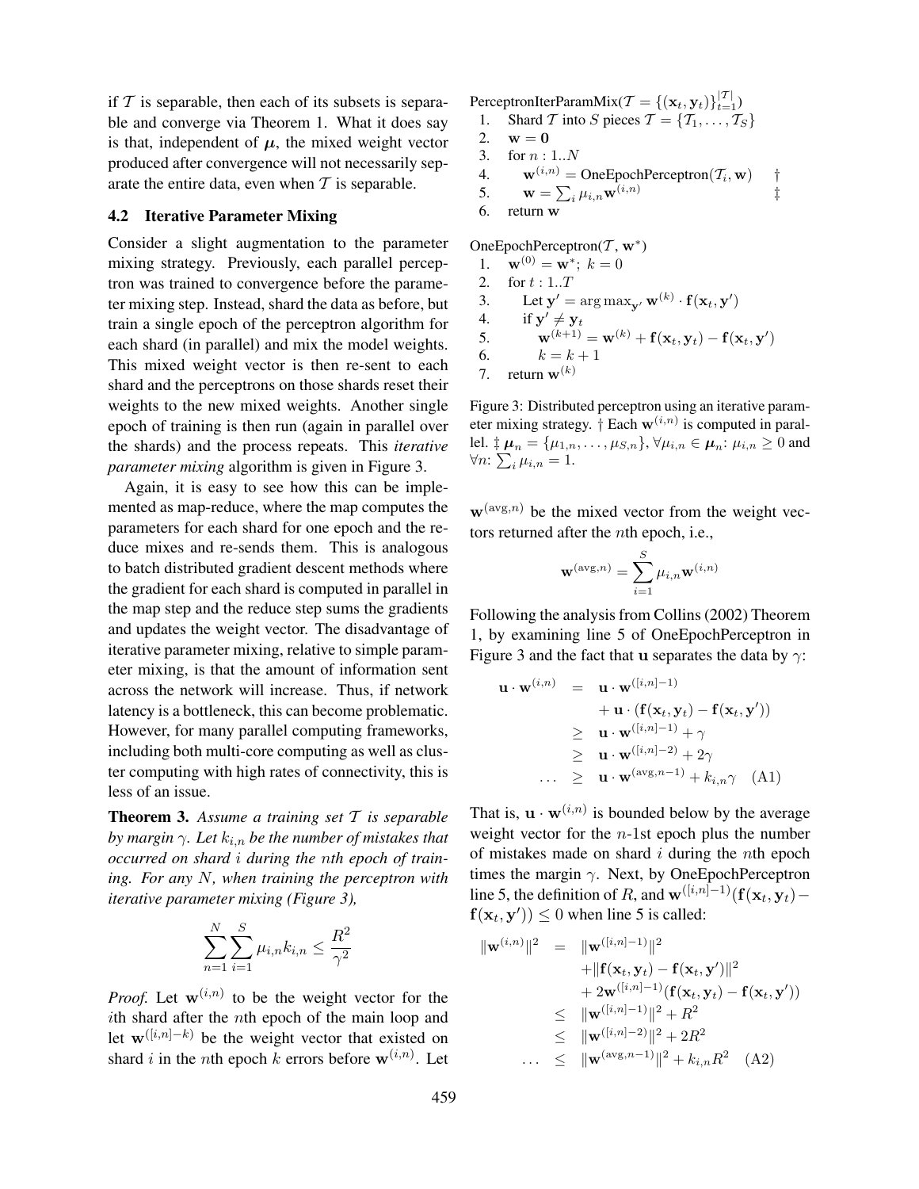if $\mathcal{T}$ is separable, then each of its subsets is separable and converge via Theorem 1. What it does say is that, independent of $\boldsymbol{\mu}$, the mixed weight vector produced after convergence will not necessarily separate the entire data, even when $\mathcal{T}$ is separable.

### 4.2 Iterative Parameter Mixing

Consider a slight augmentation to the parameter mixing strategy. Previously, each parallel perceptron was trained to convergence before the parameter mixing step. Instead, shard the data as before, but train a single epoch of the perceptron algorithm for each shard (in parallel) and mix the model weights. This mixed weight vector is then re-sent to each shard and the perceptrons on those shards reset their weights to the new mixed weights. Another single epoch of training is then run (again in parallel over the shards) and the process repeats. This *iterative parameter mixing* algorithm is given in Figure 3.

Again, it is easy to see how this can be implemented as map-reduce, where the map computes the parameters for each shard for one epoch and the reduce mixes and re-sends them. This is analogous to batch distributed gradient descent methods where the gradient for each shard is computed in parallel in the map step and the reduce step sums the gradients and updates the weight vector. The disadvantage of iterative parameter mixing, relative to simple parameter mixing, is that the amount of information sent across the network will increase. Thus, if network latency is a bottleneck, this can become problematic. However, for many parallel computing frameworks, including both multi-core computing as well as cluster computing with high rates of connectivity, this is less of an issue.

**Theorem 3.** *Assume a training set $\mathcal{T}$ is separable by margin $\gamma$. Let $k_{i,n}$ be the number of mistakes that occurred on shard $i$ during the $n$th epoch of training. For any $N$, when training the perceptron with iterative parameter mixing (Figure 3),*

$$\sum_{n=1}^{N}\sum_{i=1}^{S}\mu_{i,n}k_{i,n} \leq \frac{R^2}{\gamma^2}$$

*Proof.* Let $\mathbf{w}^{(i,n)}$ to be the weight vector for the $i$th shard after the $n$th epoch of the main loop and let $\mathbf{w}^{([i,n]-k)}$ be the weight vector that existed on shard $i$ in the $n$th epoch $k$ errors before $\mathbf{w}^{(i,n)}$. Let

PerceptronIterParamMix($\mathcal{T} = \{(\mathbf{x}_t, \mathbf{y}_t)\}_{t=1}^{|\mathcal{T}|}$)
1. Shard $\mathcal{T}$ into $S$ pieces $\mathcal{T} = \{\mathcal{T}_1, \ldots, \mathcal{T}_S\}$
2. $\mathbf{w} = \mathbf{0}$
3. for $n : 1..N$
4. $\quad\mathbf{w}^{(i,n)} = \text{OneEpochPerceptron}(\mathcal{T}_i, \mathbf{w})$ †
5. $\quad\mathbf{w} = \sum_i \mu_{i,n}\mathbf{w}^{(i,n)}$ ‡
6. return $\mathbf{w}$

OneEpochPerceptron($\mathcal{T}$, $\mathbf{w}^*$)
1. $\mathbf{w}^{(0)} = \mathbf{w}^*$; $k = 0$
2. for $t : 1..T$
3. $\quad$Let $\mathbf{y}' = \arg\max_{\mathbf{y}'} \mathbf{w}^{(k)} \cdot \mathbf{f}(\mathbf{x}_t, \mathbf{y}')$
4. $\quad$if $\mathbf{y}' \neq \mathbf{y}_t$
5. $\quad\quad\mathbf{w}^{(k+1)} = \mathbf{w}^{(k)} + \mathbf{f}(\mathbf{x}_t, \mathbf{y}_t) - \mathbf{f}(\mathbf{x}_t, \mathbf{y}')$
6. $\quad\quad k = k + 1$
7. return $\mathbf{w}^{(k)}$

Figure 3: Distributed perceptron using an iterative parameter mixing strategy. † Each $\mathbf{w}^{(i,n)}$ is computed in parallel. ‡ $\boldsymbol{\mu}_n = \{\mu_{1,n}, \ldots, \mu_{S,n}\}$, $\forall \mu_{i,n} \in \boldsymbol{\mu}_n$: $\mu_{i,n} \geq 0$ and $\forall n$: $\sum_i \mu_{i,n} = 1$.

$\mathbf{w}^{(\text{avg},n)}$ be the mixed vector from the weight vectors returned after the $n$th epoch, i.e.,

$$\mathbf{w}^{(\text{avg},n)} = \sum_{i=1}^{S}\mu_{i,n}\mathbf{w}^{(i,n)}$$

Following the analysis from Collins (2002) Theorem 1, by examining line 5 of OneEpochPerceptron in Figure 3 and the fact that $\mathbf{u}$ separates the data by $\gamma$:

$$\begin{aligned}
\mathbf{u}\cdot\mathbf{w}^{(i,n)} &= \mathbf{u}\cdot\mathbf{w}^{([i,n]-1)} \\
&\quad + \mathbf{u}\cdot(\mathbf{f}(\mathbf{x}_t,\mathbf{y}_t) - \mathbf{f}(\mathbf{x}_t,\mathbf{y}')) \\
&\geq \mathbf{u}\cdot\mathbf{w}^{([i,n]-1)} + \gamma \\
&\geq \mathbf{u}\cdot\mathbf{w}^{([i,n]-2)} + 2\gamma \\
\ldots &\geq \mathbf{u}\cdot\mathbf{w}^{(\text{avg},n-1)} + k_{i,n}\gamma \quad \text{(A1)}
\end{aligned}$$

That is, $\mathbf{u}\cdot\mathbf{w}^{(i,n)}$ is bounded below by the average weight vector for the $n$-1st epoch plus the number of mistakes made on shard $i$ during the $n$th epoch times the margin $\gamma$. Next, by OneEpochPerceptron line 5, the definition of $R$, and $\mathbf{w}^{([i,n]-1)}(\mathbf{f}(\mathbf{x}_t,\mathbf{y}_t) - \mathbf{f}(\mathbf{x}_t,\mathbf{y}')) \leq 0$ when line 5 is called:

$$\begin{aligned}
\|\mathbf{w}^{(i,n)}\|^2 &= \|\mathbf{w}^{([i,n]-1)}\|^2 \\
&\quad + \|\mathbf{f}(\mathbf{x}_t,\mathbf{y}_t) - \mathbf{f}(\mathbf{x}_t,\mathbf{y}')\|^2 \\
&\quad + 2\mathbf{w}^{([i,n]-1)}(\mathbf{f}(\mathbf{x}_t,\mathbf{y}_t) - \mathbf{f}(\mathbf{x}_t,\mathbf{y}')) \\
&\leq \|\mathbf{w}^{([i,n]-1)}\|^2 + R^2 \\
&\leq \|\mathbf{w}^{([i,n]-2)}\|^2 + 2R^2 \\
\ldots &\leq \|\mathbf{w}^{(\text{avg},n-1)}\|^2 + k_{i,n}R^2 \quad \text{(A2)}
\end{aligned}$$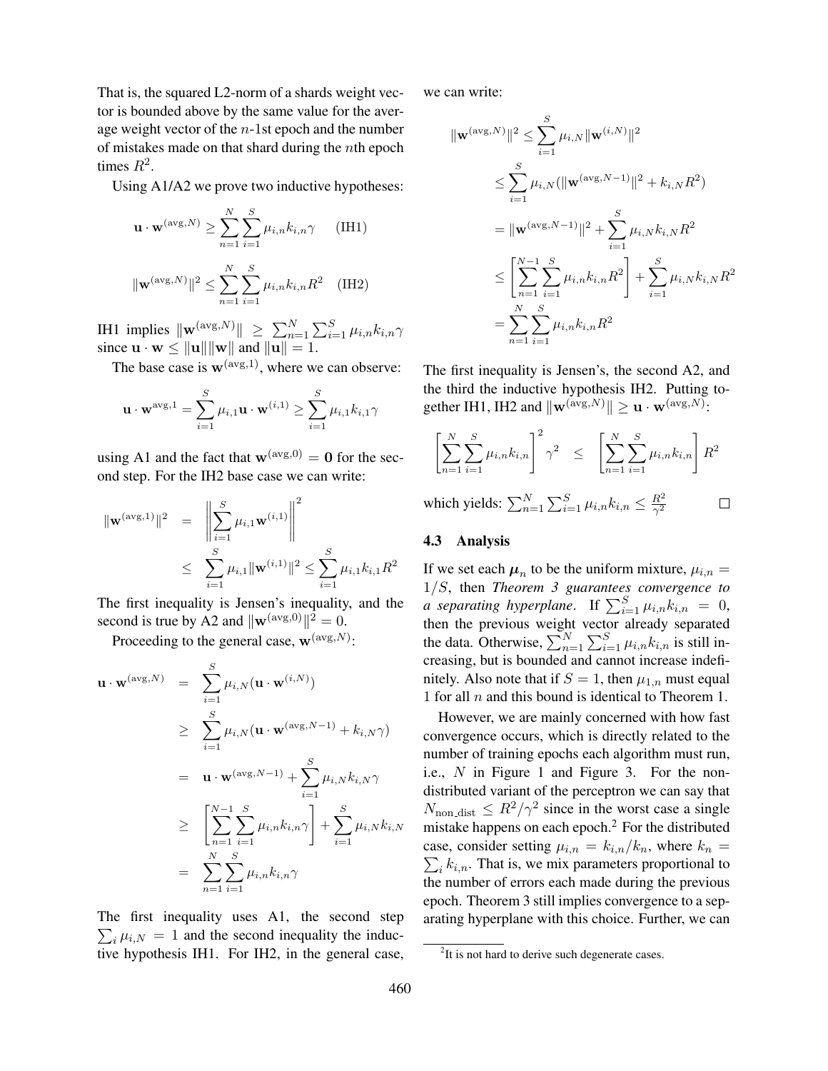That is, the squared L2-norm of a shards weight vector is bounded above by the same value for the average weight vector of the $n$-1st epoch and the number of mistakes made on that shard during the $n$th epoch times $R^2$.

Using A1/A2 we prove two inductive hypotheses:

$$\mathbf{u} \cdot \mathbf{w}^{(\text{avg},N)} \geq \sum_{n=1}^{N} \sum_{i=1}^{S} \mu_{i,n} k_{i,n} \gamma \quad \text{(IH1)}$$

$$\|\mathbf{w}^{(\text{avg},N)}\|^2 \leq \sum_{n=1}^{N} \sum_{i=1}^{S} \mu_{i,n} k_{i,n} R^2 \quad \text{(IH2)}$$

IH1 implies $\|\mathbf{w}^{(\text{avg},N)}\| \geq \sum_{n=1}^{N} \sum_{i=1}^{S} \mu_{i,n} k_{i,n} \gamma$ since $\mathbf{u} \cdot \mathbf{w} \leq \|\mathbf{u}\| \|\mathbf{w}\|$ and $\|\mathbf{u}\| = 1$.

The base case is $\mathbf{w}^{(\text{avg},1)}$, where we can observe:

$$\mathbf{u} \cdot \mathbf{w}^{\text{avg},1} = \sum_{i=1}^{S} \mu_{i,1} \mathbf{u} \cdot \mathbf{w}^{(i,1)} \geq \sum_{i=1}^{S} \mu_{i,1} k_{i,1} \gamma$$

using A1 and the fact that $\mathbf{w}^{(\text{avg},0)} = \mathbf{0}$ for the second step. For the IH2 base case we can write:

$$\begin{aligned}
\|\mathbf{w}^{(\text{avg},1)}\|^2 &= \left\| \sum_{i=1}^{S} \mu_{i,1} \mathbf{w}^{(i,1)} \right\|^2 \\
&\leq \sum_{i=1}^{S} \mu_{i,1} \|\mathbf{w}^{(i,1)}\|^2 \leq \sum_{i=1}^{S} \mu_{i,1} k_{i,1} R^2
\end{aligned}$$

The first inequality is Jensen's inequality, and the second is true by A2 and $\|\mathbf{w}^{(\text{avg},0)}\|^2 = 0$.

Proceeding to the general case, $\mathbf{w}^{(\text{avg},N)}$:

$$\begin{aligned}
\mathbf{u} \cdot \mathbf{w}^{(\text{avg},N)} &= \sum_{i=1}^{S} \mu_{i,N} (\mathbf{u} \cdot \mathbf{w}^{(i,N)}) \\
&\geq \sum_{i=1}^{S} \mu_{i,N} (\mathbf{u} \cdot \mathbf{w}^{(\text{avg},N-1)} + k_{i,N} \gamma) \\
&= \mathbf{u} \cdot \mathbf{w}^{(\text{avg},N-1)} + \sum_{i=1}^{S} \mu_{i,N} k_{i,N} \gamma \\
&\geq \left[ \sum_{n=1}^{N-1} \sum_{i=1}^{S} \mu_{i,n} k_{i,n} \gamma \right] + \sum_{i=1}^{S} \mu_{i,N} k_{i,N} \\
&= \sum_{n=1}^{N} \sum_{i=1}^{S} \mu_{i,n} k_{i,n} \gamma
\end{aligned}$$

The first inequality uses A1, the second step $\sum_i \mu_{i,N} = 1$ and the second inequality the inductive hypothesis IH1. For IH2, in the general case, we can write:

$$\begin{aligned}
\|\mathbf{w}^{(\text{avg},N)}\|^2 &\leq \sum_{i=1}^{S} \mu_{i,N} \|\mathbf{w}^{(i,N)}\|^2 \\
&\leq \sum_{i=1}^{S} \mu_{i,N} (\|\mathbf{w}^{(\text{avg},N-1)}\|^2 + k_{i,N} R^2) \\
&= \|\mathbf{w}^{(\text{avg},N-1)}\|^2 + \sum_{i=1}^{S} \mu_{i,N} k_{i,N} R^2 \\
&\leq \left[ \sum_{n=1}^{N-1} \sum_{i=1}^{S} \mu_{i,n} k_{i,n} R^2 \right] + \sum_{i=1}^{S} \mu_{i,N} k_{i,N} R^2 \\
&= \sum_{n=1}^{N} \sum_{i=1}^{S} \mu_{i,n} k_{i,n} R^2
\end{aligned}$$

The first inequality is Jensen's, the second A2, and the third the inductive hypothesis IH2. Putting together IH1, IH2 and $\|\mathbf{w}^{(\text{avg},N)}\| \geq \mathbf{u} \cdot \mathbf{w}^{(\text{avg},N)}$:

$$\left[ \sum_{n=1}^{N} \sum_{i=1}^{S} \mu_{i,n} k_{i,n} \right]^2 \gamma^2 \quad \leq \quad \left[ \sum_{n=1}^{N} \sum_{i=1}^{S} \mu_{i,n} k_{i,n} \right] R^2$$

which yields: $\sum_{n=1}^{N} \sum_{i=1}^{S} \mu_{i,n} k_{i,n} \leq \frac{R^2}{\gamma^2}$ □

### 4.3 Analysis

If we set each $\boldsymbol{\mu}_n$ to be the uniform mixture, $\mu_{i,n} = 1/S$, then *Theorem 3 guarantees convergence to a separating hyperplane*. If $\sum_{i=1}^{S} \mu_{i,n} k_{i,n} = 0$, then the previous weight vector already separated the data. Otherwise, $\sum_{n=1}^{N} \sum_{i=1}^{S} \mu_{i,n} k_{i,n}$ is still increasing, but is bounded and cannot increase indefinitely. Also note that if $S = 1$, then $\mu_{1,n}$ must equal 1 for all $n$ and this bound is identical to Theorem 1.

However, we are mainly concerned with how fast convergence occurs, which is directly related to the number of training epochs each algorithm must run, i.e., $N$ in Figure 1 and Figure 3. For the non-distributed variant of the perceptron we can say that $N_{\text{non\_dist}} \leq R^2/\gamma^2$ since in the worst case a single mistake happens on each epoch.[2] For the distributed case, consider setting $\mu_{i,n} = k_{i,n}/k_n$, where $k_n = \sum_i k_{i,n}$. That is, we mix parameters proportional to the number of errors each made during the previous epoch. Theorem 3 still implies convergence to a separating hyperplane with this choice. Further, we can

[2] It is not hard to derive such degenerate cases.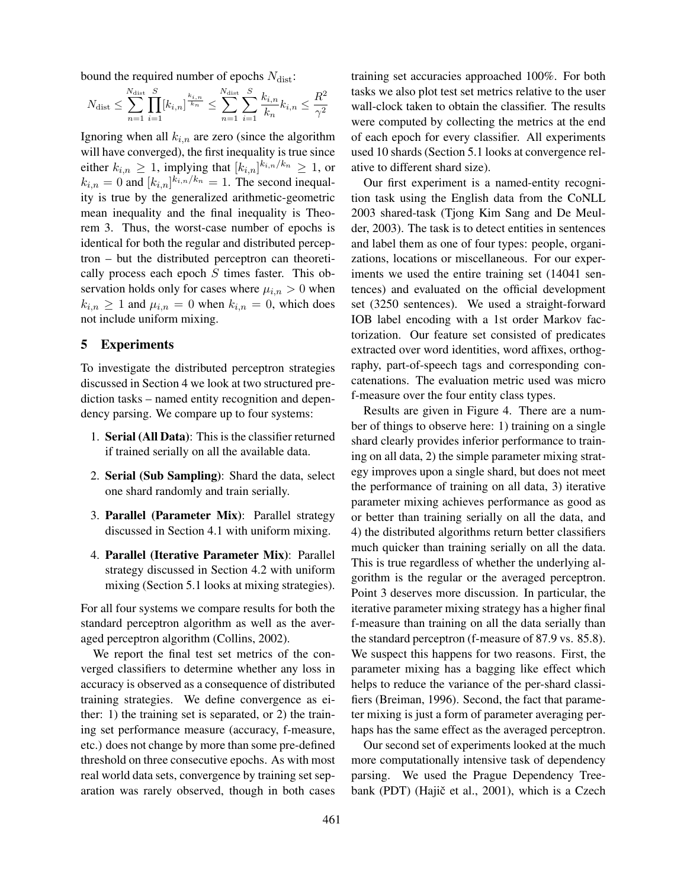bound the required number of epochs $N_{\text{dist}}$:

$$N_{\text{dist}} \leq \sum_{n=1}^{N_{\text{dist}}} \prod_{i=1}^{S} [k_{i,n}]^{\frac{k_{i,n}}{k_n}} \leq \sum_{n=1}^{N_{\text{dist}}} \sum_{i=1}^{S} \frac{k_{i,n}}{k_n} k_{i,n} \leq \frac{R^2}{\gamma^2}$$

Ignoring when all $k_{i,n}$ are zero (since the algorithm will have converged), the first inequality is true since either $k_{i,n} \geq 1$, implying that $[k_{i,n}]^{k_{i,n}/k_n} \geq 1$, or $k_{i,n} = 0$ and $[k_{i,n}]^{k_{i,n}/k_n} = 1$. The second inequality is true by the generalized arithmetic-geometric mean inequality and the final inequality is Theorem 3. Thus, the worst-case number of epochs is identical for both the regular and distributed perceptron – but the distributed perceptron can theoretically process each epoch $S$ times faster. This observation holds only for cases where $\mu_{i,n} > 0$ when $k_{i,n} \geq 1$ and $\mu_{i,n} = 0$ when $k_{i,n} = 0$, which does not include uniform mixing.

## 5 Experiments

To investigate the distributed perceptron strategies discussed in Section 4 we look at two structured prediction tasks – named entity recognition and dependency parsing. We compare up to four systems:

1. **Serial (All Data)**: This is the classifier returned if trained serially on all the available data.
2. **Serial (Sub Sampling)**: Shard the data, select one shard randomly and train serially.
3. **Parallel (Parameter Mix)**: Parallel strategy discussed in Section 4.1 with uniform mixing.
4. **Parallel (Iterative Parameter Mix)**: Parallel strategy discussed in Section 4.2 with uniform mixing (Section 5.1 looks at mixing strategies).

For all four systems we compare results for both the standard perceptron algorithm as well as the averaged perceptron algorithm (Collins, 2002).

We report the final test set metrics of the converged classifiers to determine whether any loss in accuracy is observed as a consequence of distributed training strategies. We define convergence as either: 1) the training set is separated, or 2) the training set performance measure (accuracy, f-measure, etc.) does not change by more than some pre-defined threshold on three consecutive epochs. As with most real world data sets, convergence by training set separation was rarely observed, though in both cases training set accuracies approached 100%. For both tasks we also plot test set metrics relative to the user wall-clock taken to obtain the classifier. The results were computed by collecting the metrics at the end of each epoch for every classifier. All experiments used 10 shards (Section 5.1 looks at convergence relative to different shard size).

Our first experiment is a named-entity recognition task using the English data from the CoNLL 2003 shared-task (Tjong Kim Sang and De Meulder, 2003). The task is to detect entities in sentences and label them as one of four types: people, organizations, locations or miscellaneous. For our experiments we used the entire training set (14041 sentences) and evaluated on the official development set (3250 sentences). We used a straight-forward IOB label encoding with a 1st order Markov factorization. Our feature set consisted of predicates extracted over word identities, word affixes, orthography, part-of-speech tags and corresponding concatenations. The evaluation metric used was micro f-measure over the four entity class types.

Results are given in Figure 4. There are a number of things to observe here: 1) training on a single shard clearly provides inferior performance to training on all data, 2) the simple parameter mixing strategy improves upon a single shard, but does not meet the performance of training on all data, 3) iterative parameter mixing achieves performance as good as or better than training serially on all the data, and 4) the distributed algorithms return better classifiers much quicker than training serially on all the data. This is true regardless of whether the underlying algorithm is the regular or the averaged perceptron. Point 3 deserves more discussion. In particular, the iterative parameter mixing strategy has a higher final f-measure than training on all the data serially than the standard perceptron (f-measure of 87.9 vs. 85.8). We suspect this happens for two reasons. First, the parameter mixing has a bagging like effect which helps to reduce the variance of the per-shard classifiers (Breiman, 1996). Second, the fact that parameter mixing is just a form of parameter averaging perhaps has the same effect as the averaged perceptron.

Our second set of experiments looked at the much more computationally intensive task of dependency parsing. We used the Prague Dependency Treebank (PDT) (Hajič et al., 2001), which is a Czech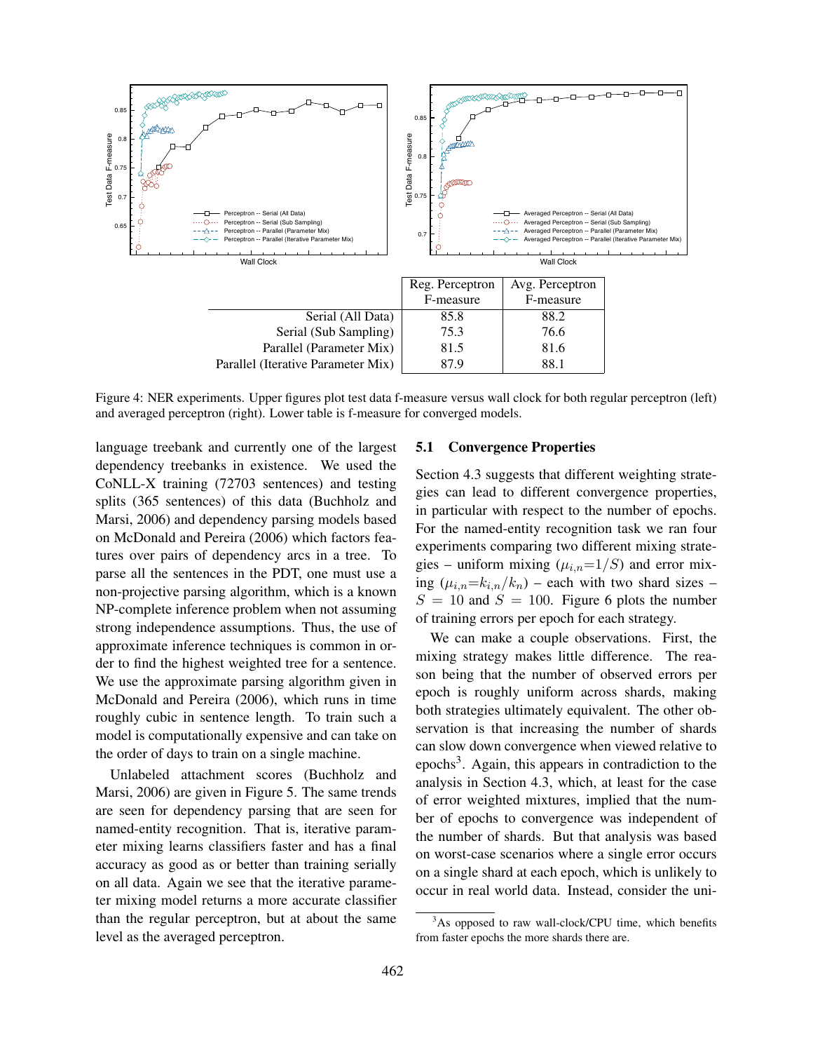| | Reg. Perceptron F-measure | Avg. Perceptron F-measure |
|---|---|---|
| Serial (All Data) | 85.8 | 88.2 |
| Serial (Sub Sampling) | 75.3 | 76.6 |
| Parallel (Parameter Mix) | 81.5 | 81.6 |
| Parallel (Iterative Parameter Mix) | 87.9 | 88.1 |

Figure 4: NER experiments. Upper figures plot test data f-measure versus wall clock for both regular perceptron (left) and averaged perceptron (right). Lower table is f-measure for converged models.

language treebank and currently one of the largest dependency treebanks in existence. We used the CoNLL-X training (72703 sentences) and testing splits (365 sentences) of this data (Buchholz and Marsi, 2006) and dependency parsing models based on McDonald and Pereira (2006) which factors features over pairs of dependency arcs in a tree. To parse all the sentences in the PDT, one must use a non-projective parsing algorithm, which is a known NP-complete inference problem when not assuming strong independence assumptions. Thus, the use of approximate inference techniques is common in order to find the highest weighted tree for a sentence. We use the approximate parsing algorithm given in McDonald and Pereira (2006), which runs in time roughly cubic in sentence length. To train such a model is computationally expensive and can take on the order of days to train on a single machine.

Unlabeled attachment scores (Buchholz and Marsi, 2006) are given in Figure 5. The same trends are seen for dependency parsing that are seen for named-entity recognition. That is, iterative parameter mixing learns classifiers faster and has a final accuracy as good as or better than training serially on all data. Again we see that the iterative parameter mixing model returns a more accurate classifier than the regular perceptron, but at about the same level as the averaged perceptron.

### 5.1 Convergence Properties

Section 4.3 suggests that different weighting strategies can lead to different convergence properties, in particular with respect to the number of epochs. For the named-entity recognition task we ran four experiments comparing two different mixing strategies – uniform mixing ($\mu_{i,n}$=$1/S$) and error mixing ($\mu_{i,n}$=$k_{i,n}/k_n$) – each with two shard sizes – $S = 10$ and $S = 100$. Figure 6 plots the number of training errors per epoch for each strategy.

We can make a couple observations. First, the mixing strategy makes little difference. The reason being that the number of observed errors per epoch is roughly uniform across shards, making both strategies ultimately equivalent. The other observation is that increasing the number of shards can slow down convergence when viewed relative to epochs[3]. Again, this appears in contradiction to the analysis in Section 4.3, which, at least for the case of error weighted mixtures, implied that the number of epochs to convergence was independent of the number of shards. But that analysis was based on worst-case scenarios where a single error occurs on a single shard at each epoch, which is unlikely to occur in real world data. Instead, consider the uni-

[3]As opposed to raw wall-clock/CPU time, which benefits from faster epochs the more shards there are.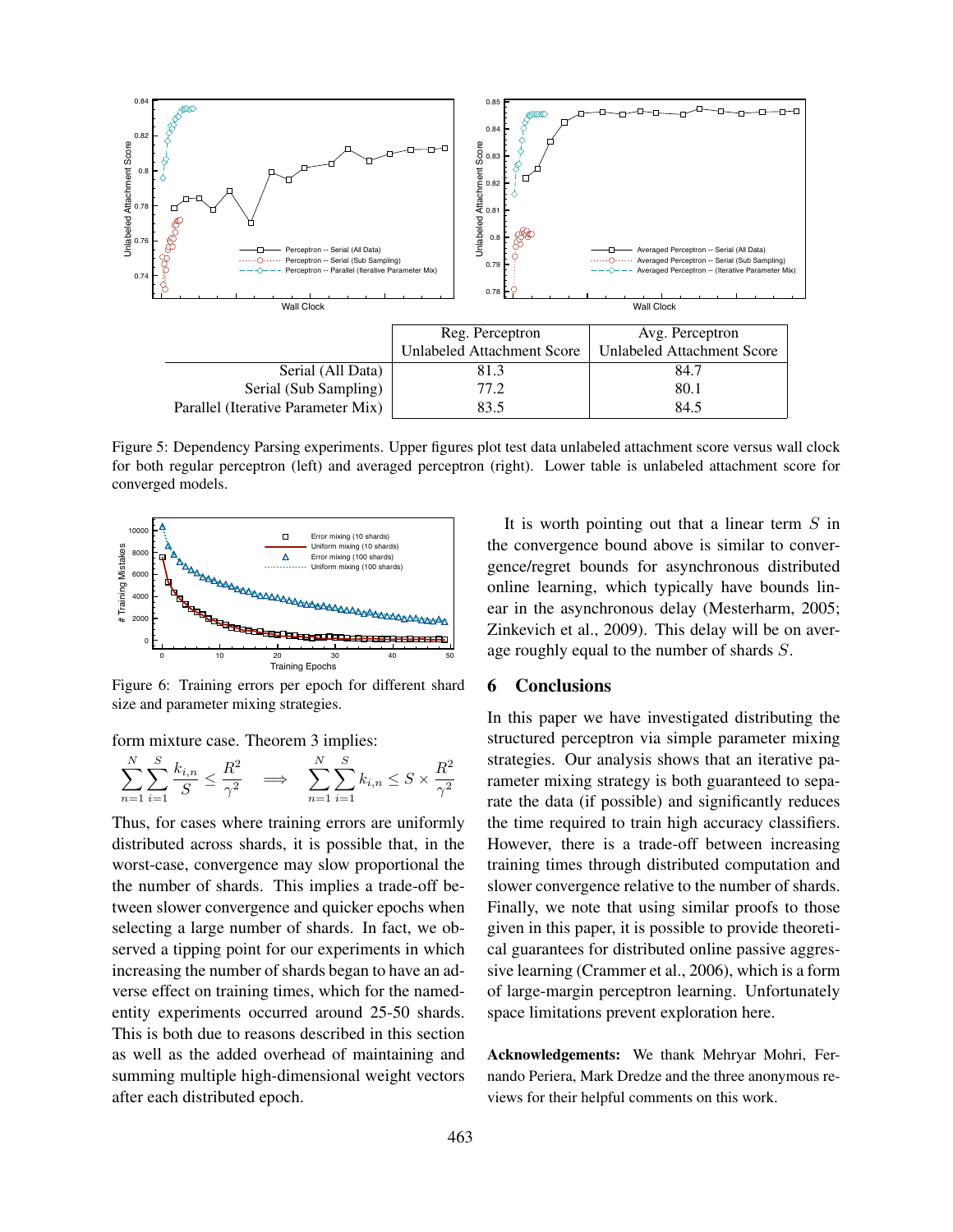| | Reg. Perceptron Unlabeled Attachment Score | Avg. Perceptron Unlabeled Attachment Score |
|---|---|---|
| Serial (All Data) | 81.3 | 84.7 |
| Serial (Sub Sampling) | 77.2 | 80.1 |
| Parallel (Iterative Parameter Mix) | 83.5 | 84.5 |

Figure 5: Dependency Parsing experiments. Upper figures plot test data unlabeled attachment score versus wall clock for both regular perceptron (left) and averaged perceptron (right). Lower table is unlabeled attachment score for converged models.

Figure 6: Training errors per epoch for different shard size and parameter mixing strategies.

form mixture case. Theorem 3 implies:

$$\sum_{n=1}^{N}\sum_{i=1}^{S}\frac{k_{i,n}}{S} \leq \frac{R^2}{\gamma^2} \quad \Longrightarrow \quad \sum_{n=1}^{N}\sum_{i=1}^{S} k_{i,n} \leq S \times \frac{R^2}{\gamma^2}$$

Thus, for cases where training errors are uniformly distributed across shards, it is possible that, in the worst-case, convergence may slow proportional the the number of shards. This implies a trade-off between slower convergence and quicker epochs when selecting a large number of shards. In fact, we observed a tipping point for our experiments in which increasing the number of shards began to have an adverse effect on training times, which for the named-entity experiments occurred around 25-50 shards. This is both due to reasons described in this section as well as the added overhead of maintaining and summing multiple high-dimensional weight vectors after each distributed epoch.

It is worth pointing out that a linear term $S$ in the convergence bound above is similar to convergence/regret bounds for asynchronous distributed online learning, which typically have bounds linear in the asynchronous delay (Mesterharm, 2005; Zinkevich et al., 2009). This delay will be on average roughly equal to the number of shards $S$.

## 6 Conclusions

In this paper we have investigated distributing the structured perceptron via simple parameter mixing strategies. Our analysis shows that an iterative parameter mixing strategy is both guaranteed to separate the data (if possible) and significantly reduces the time required to train high accuracy classifiers. However, there is a trade-off between increasing training times through distributed computation and slower convergence relative to the number of shards. Finally, we note that using similar proofs to those given in this paper, it is possible to provide theoretical guarantees for distributed online passive aggressive learning (Crammer et al., 2006), which is a form of large-margin perceptron learning. Unfortunately space limitations prevent exploration here.

**Acknowledgements:** We thank Mehryar Mohri, Fernando Periera, Mark Dredze and the three anonymous reviews for their helpful comments on this work.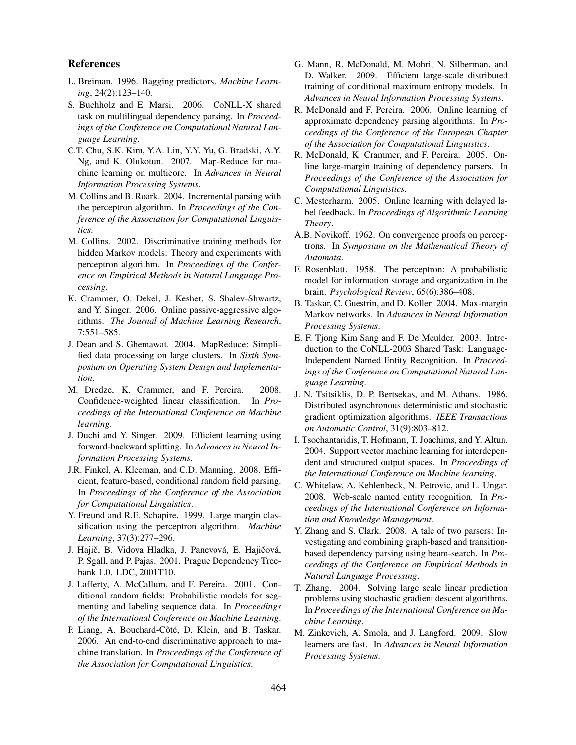## References

L. Breiman. 1996. Bagging predictors. *Machine Learning*, 24(2):123–140.

S. Buchholz and E. Marsi. 2006. CoNLL-X shared task on multilingual dependency parsing. In *Proceedings of the Conference on Computational Natural Language Learning*.

C.T. Chu, S.K. Kim, Y.A. Lin, Y.Y. Yu, G. Bradski, A.Y. Ng, and K. Olukotun. 2007. Map-Reduce for machine learning on multicore. In *Advances in Neural Information Processing Systems*.

M. Collins and B. Roark. 2004. Incremental parsing with the perceptron algorithm. In *Proceedings of the Conference of the Association for Computational Linguistics*.

M. Collins. 2002. Discriminative training methods for hidden Markov models: Theory and experiments with perceptron algorithm. In *Proceedings of the Conference on Empirical Methods in Natural Language Processing*.

K. Crammer, O. Dekel, J. Keshet, S. Shalev-Shwartz, and Y. Singer. 2006. Online passive-aggressive algorithms. *The Journal of Machine Learning Research*, 7:551–585.

J. Dean and S. Ghemawat. 2004. MapReduce: Simplified data processing on large clusters. In *Sixth Symposium on Operating System Design and Implementation*.

M. Dredze, K. Crammer, and F. Pereira. 2008. Confidence-weighted linear classification. In *Proceedings of the International Conference on Machine learning*.

J. Duchi and Y. Singer. 2009. Efficient learning using forward-backward splitting. In *Advances in Neural Information Processing Systems*.

J.R. Finkel, A. Kleeman, and C.D. Manning. 2008. Efficient, feature-based, conditional random field parsing. In *Proceedings of the Conference of the Association for Computational Linguistics*.

Y. Freund and R.E. Schapire. 1999. Large margin classification using the perceptron algorithm. *Machine Learning*, 37(3):277–296.

J. Hajič, B. Vidova Hladka, J. Panevová, E. Hajičová, P. Sgall, and P. Pajas. 2001. Prague Dependency Treebank 1.0. LDC, 2001T10.

J. Lafferty, A. McCallum, and F. Pereira. 2001. Conditional random fields: Probabilistic models for segmenting and labeling sequence data. In *Proceedings of the International Conference on Machine Learning*.

P. Liang, A. Bouchard-Côté, D. Klein, and B. Taskar. 2006. An end-to-end discriminative approach to machine translation. In *Proceedings of the Conference of the Association for Computational Linguistics*.

G. Mann, R. McDonald, M. Mohri, N. Silberman, and D. Walker. 2009. Efficient large-scale distributed training of conditional maximum entropy models. In *Advances in Neural Information Processing Systems*.

R. McDonald and F. Pereira. 2006. Online learning of approximate dependency parsing algorithms. In *Proceedings of the Conference of the European Chapter of the Association for Computational Linguistics*.

R. McDonald, K. Crammer, and F. Pereira. 2005. Online large-margin training of dependency parsers. In *Proceedings of the Conference of the Association for Computational Linguistics*.

C. Mesterharm. 2005. Online learning with delayed label feedback. In *Proceedings of Algorithmic Learning Theory*.

A.B. Novikoff. 1962. On convergence proofs on perceptrons. In *Symposium on the Mathematical Theory of Automata*.

F. Rosenblatt. 1958. The perceptron: A probabilistic model for information storage and organization in the brain. *Psychological Review*, 65(6):386–408.

B. Taskar, C. Guestrin, and D. Koller. 2004. Max-margin Markov networks. In *Advances in Neural Information Processing Systems*.

E. F. Tjong Kim Sang and F. De Meulder. 2003. Introduction to the CoNLL-2003 Shared Task: Language-Independent Named Entity Recognition. In *Proceedings of the Conference on Computational Natural Language Learning*.

J. N. Tsitsiklis, D. P. Bertsekas, and M. Athans. 1986. Distributed asynchronous deterministic and stochastic gradient optimization algorithms. *IEEE Transactions on Automatic Control*, 31(9):803–812.

I. Tsochantaridis, T. Hofmann, T. Joachims, and Y. Altun. 2004. Support vector machine learning for interdependent and structured output spaces. In *Proceedings of the International Conference on Machine learning*.

C. Whitelaw, A. Kehlenbeck, N. Petrovic, and L. Ungar. 2008. Web-scale named entity recognition. In *Proceedings of the International Conference on Information and Knowledge Management*.

Y. Zhang and S. Clark. 2008. A tale of two parsers: Investigating and combining graph-based and transition-based dependency parsing using beam-search. In *Proceedings of the Conference on Empirical Methods in Natural Language Processing*.

T. Zhang. 2004. Solving large scale linear prediction problems using stochastic gradient descent algorithms. In *Proceedings of the International Conference on Machine Learning*.

M. Zinkevich, A. Smola, and J. Langford. 2009. Slow learners are fast. In *Advances in Neural Information Processing Systems*.